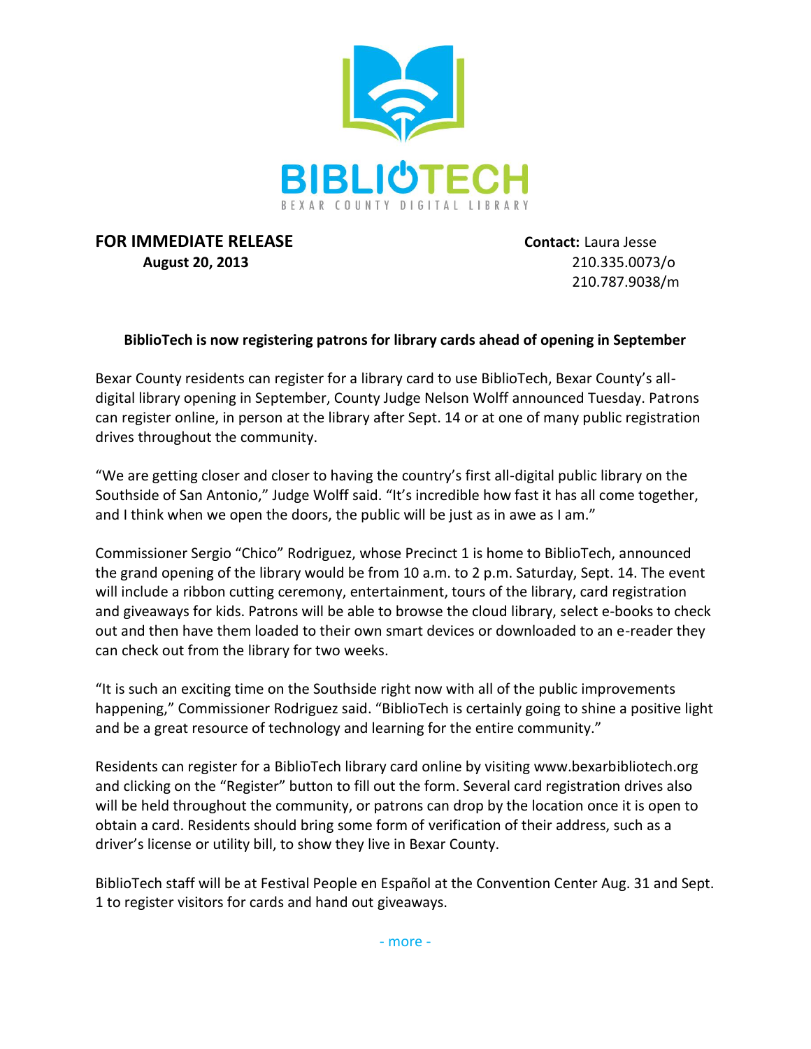BIBLIOTECH

BEXAR COUNTY DIGITAL LIBRARY

**FOR IMMEDIATE RELEASE**
**August 20, 2013**

**Contact:** Laura Jesse
210.335.0073/o
210.787.9038/m

**BiblioTech is now registering patrons for library cards ahead of opening in September**

Bexar County residents can register for a library card to use BiblioTech, Bexar County's all-digital library opening in September, County Judge Nelson Wolff announced Tuesday. Patrons can register online, in person at the library after Sept. 14 or at one of many public registration drives throughout the community.

"We are getting closer and closer to having the country's first all-digital public library on the Southside of San Antonio," Judge Wolff said. "It's incredible how fast it has all come together, and I think when we open the doors, the public will be just as in awe as I am."

Commissioner Sergio "Chico" Rodriguez, whose Precinct 1 is home to BiblioTech, announced the grand opening of the library would be from 10 a.m. to 2 p.m. Saturday, Sept. 14. The event will include a ribbon cutting ceremony, entertainment, tours of the library, card registration and giveaways for kids. Patrons will be able to browse the cloud library, select e-books to check out and then have them loaded to their own smart devices or downloaded to an e-reader they can check out from the library for two weeks.

"It is such an exciting time on the Southside right now with all of the public improvements happening," Commissioner Rodriguez said. "BiblioTech is certainly going to shine a positive light and be a great resource of technology and learning for the entire community."

Residents can register for a BiblioTech library card online by visiting www.bexarbibliotech.org and clicking on the "Register" button to fill out the form. Several card registration drives also will be held throughout the community, or patrons can drop by the location once it is open to obtain a card. Residents should bring some form of verification of their address, such as a driver's license or utility bill, to show they live in Bexar County.

BiblioTech staff will be at Festival People en Español at the Convention Center Aug. 31 and Sept. 1 to register visitors for cards and hand out giveaways.

- more -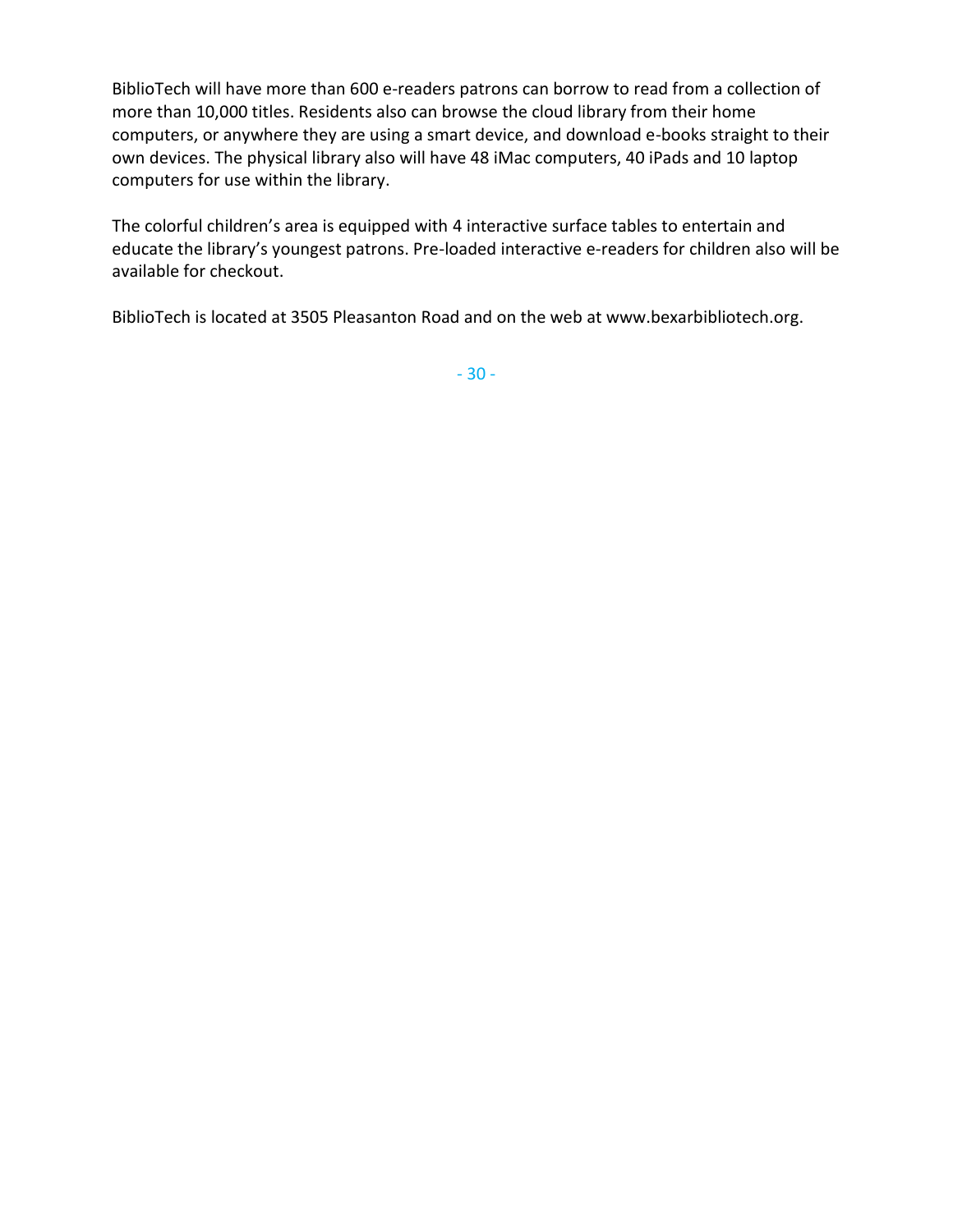BiblioTech will have more than 600 e-readers patrons can borrow to read from a collection of more than 10,000 titles. Residents also can browse the cloud library from their home computers, or anywhere they are using a smart device, and download e-books straight to their own devices. The physical library also will have 48 iMac computers, 40 iPads and 10 laptop computers for use within the library.

The colorful children's area is equipped with 4 interactive surface tables to entertain and educate the library's youngest patrons. Pre-loaded interactive e-readers for children also will be available for checkout.

BiblioTech is located at 3505 Pleasanton Road and on the web at www.bexarbibliotech.org.

- 30 -